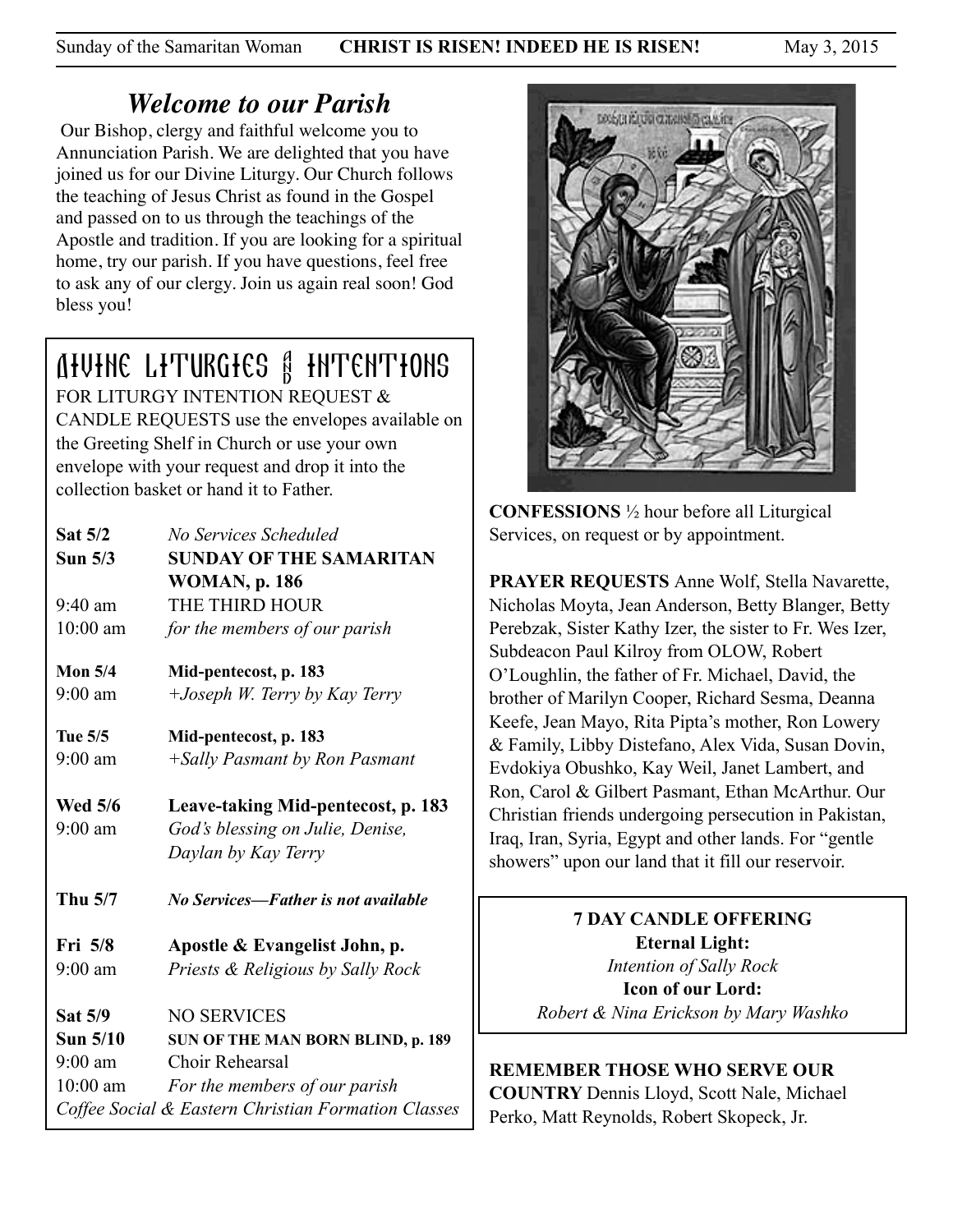# Welcome to our Parish

Our Bishop, clergy and faithful welcome you to Annunciation Parish. We are delighted that you have joined us for our Divine Liturgy. Our Church follows the teaching of Jesus Christ as found in the Gospel and passed on to us through the teachings of the Apostle and tradition. If you are looking for a spiritual home, try our parish. If you have questions, feel free to ask any of our clergy. Join us again real soon! God bless you!

## Divine Liturgies & Intentions

FOR LITURGY INTENTION REQUEST & CANDLE REQUESTS use the envelopes available on the Greeting Shelf in Church or use your own envelope with your request and drop it into the collection basket or hand it to Father.

**Sat 5/2** *No Services Scheduled*

**Sun 5/3** **SUNDAY OF THE SAMARITAN WOMAN, p. 186**
9:40 am THE THIRD HOUR
10:00 am *for the members of our parish*

**Mon 5/4** **Mid-pentecost, p. 183**
9:00 am *+Joseph W. Terry by Kay Terry*

**Tue 5/5** **Mid-pentecost, p. 183**
9:00 am *+Sally Pasmant by Ron Pasmant*

**Wed 5/6** **Leave-taking Mid-pentecost, p. 183**
9:00 am *God's blessing on Julie, Denise, Daylan by Kay Terry*

**Thu 5/7** ***No Services—Father is not available***

**Fri 5/8** **Apostle & Evangelist John, p.**
9:00 am *Priests & Religious by Sally Rock*

**Sat 5/9** NO SERVICES

**Sun 5/10** **SUN OF THE MAN BORN BLIND, p. 189**
9:00 am Choir Rehearsal
10:00 am *For the members of our parish*

*Coffee Social & Eastern Christian Formation Classes*

**CONFESSIONS** ½ hour before all Liturgical Services, on request or by appointment.

**PRAYER REQUESTS** Anne Wolf, Stella Navarette, Nicholas Moyta, Jean Anderson, Betty Blanger, Betty Perebzak, Sister Kathy Izer, the sister to Fr. Wes Izer, Subdeacon Paul Kilroy from OLOW, Robert O'Loughlin, the father of Fr. Michael, David, the brother of Marilyn Cooper, Richard Sesma, Deanna Keefe, Jean Mayo, Rita Pipta's mother, Ron Lowery & Family, Libby Distefano, Alex Vida, Susan Dovin, Evdokiya Obushko, Kay Weil, Janet Lambert, and Ron, Carol & Gilbert Pasmant, Ethan McArthur. Our Christian friends undergoing persecution in Pakistan, Iraq, Iran, Syria, Egypt and other lands. For "gentle showers" upon our land that it fill our reservoir.

**7 DAY CANDLE OFFERING**
**Eternal Light:**
*Intention of Sally Rock*
**Icon of our Lord:**
*Robert & Nina Erickson by Mary Washko*

**REMEMBER THOSE WHO SERVE OUR COUNTRY** Dennis Lloyd, Scott Nale, Michael Perko, Matt Reynolds, Robert Skopeck, Jr.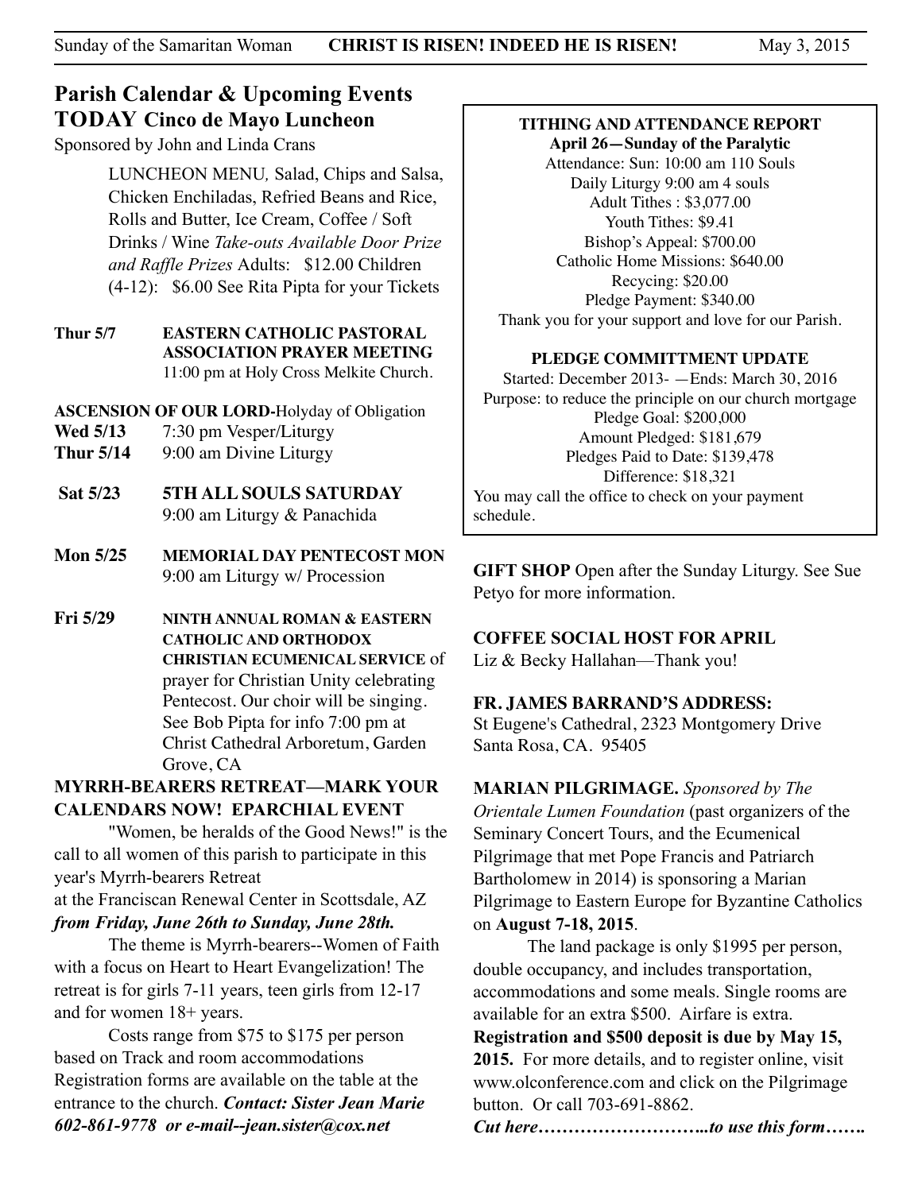## Parish Calendar & Upcoming Events

## TODAY Cinco de Mayo Luncheon

Sponsored by John and Linda Crans

LUNCHEON MENU, Salad, Chips and Salsa, Chicken Enchiladas, Refried Beans and Rice, Rolls and Butter, Ice Cream, Coffee / Soft Drinks / Wine *Take-outs Available Door Prize and Raffle Prizes* Adults: $12.00 Children (4-12): $6.00 See Rita Pipta for your Tickets

**Thur 5/7** **EASTERN CATHOLIC PASTORAL ASSOCIATION PRAYER MEETING** 11:00 pm at Holy Cross Melkite Church.

**ASCENSION OF OUR LORD-**Holyday of Obligation

**Wed 5/13** 7:30 pm Vesper/Liturgy

**Thur 5/14** 9:00 am Divine Liturgy

**Sat 5/23** **5TH ALL SOULS SATURDAY** 9:00 am Liturgy & Panachida

**Mon 5/25** **MEMORIAL DAY PENTECOST MON** 9:00 am Liturgy w/ Procession

**Fri 5/29** **NINTH ANNUAL ROMAN & EASTERN CATHOLIC AND ORTHODOX CHRISTIAN ECUMENICAL SERVICE** of prayer for Christian Unity celebrating Pentecost. Our choir will be singing. See Bob Pipta for info 7:00 pm at Christ Cathedral Arboretum, Garden Grove, CA

### MYRRH-BEARERS RETREAT—MARK YOUR CALENDARS NOW! EPARCHIAL EVENT

"Women, be heralds of the Good News!" is the call to all women of this parish to participate in this year's Myrrh-bearers Retreat at the Franciscan Renewal Center in Scottsdale, AZ ***from Friday, June 26th to Sunday, June 28th.***

The theme is Myrrh-bearers--Women of Faith with a focus on Heart to Heart Evangelization! The retreat is for girls 7-11 years, teen girls from 12-17 and for women 18+ years.

Costs range from $75 to $175 per person based on Track and room accommodations Registration forms are available on the table at the entrance to the church. ***Contact: Sister Jean Marie 602-861-9778 or e-mail--jean.sister@cox.net***

**TITHING AND ATTENDANCE REPORT**

**April 26—Sunday of the Paralytic**

Attendance: Sun: 10:00 am 110 Souls

Daily Liturgy 9:00 am 4 souls

Adult Tithes : $3,077.00

Youth Tithes: $9.41

Bishop's Appeal: $700.00

Catholic Home Missions: $640.00

Recycing: $20.00

Pledge Payment: $340.00

Thank you for your support and love for our Parish.

**PLEDGE COMMITTMENT UPDATE**

Started: December 2013- —Ends: March 30, 2016

Purpose: to reduce the principle on our church mortgage

Pledge Goal: $200,000

Amount Pledged: $181,679

Pledges Paid to Date: $139,478

Difference: $18,321

You may call the office to check on your payment schedule.

**GIFT SHOP** Open after the Sunday Liturgy. See Sue Petyo for more information.

**COFFEE SOCIAL HOST FOR APRIL**

Liz & Becky Hallahan—Thank you!

**FR. JAMES BARRAND'S ADDRESS:**

St Eugene's Cathedral, 2323 Montgomery Drive Santa Rosa, CA. 95405

**MARIAN PILGRIMAGE.** *Sponsored by The Orientale Lumen Foundation* (past organizers of the Seminary Concert Tours, and the Ecumenical Pilgrimage that met Pope Francis and Patriarch Bartholomew in 2014) is sponsoring a Marian Pilgrimage to Eastern Europe for Byzantine Catholics on **August 7-18, 2015**.

The land package is only $1995 per person, double occupancy, and includes transportation, accommodations and some meals. Single rooms are available for an extra $500. Airfare is extra. **Registration and $500 deposit is due by May 15, 2015.** For more details, and to register online, visit www.olconference.com and click on the Pilgrimage button. Or call 703-691-8862.

***Cut here……………………..to use this form…….***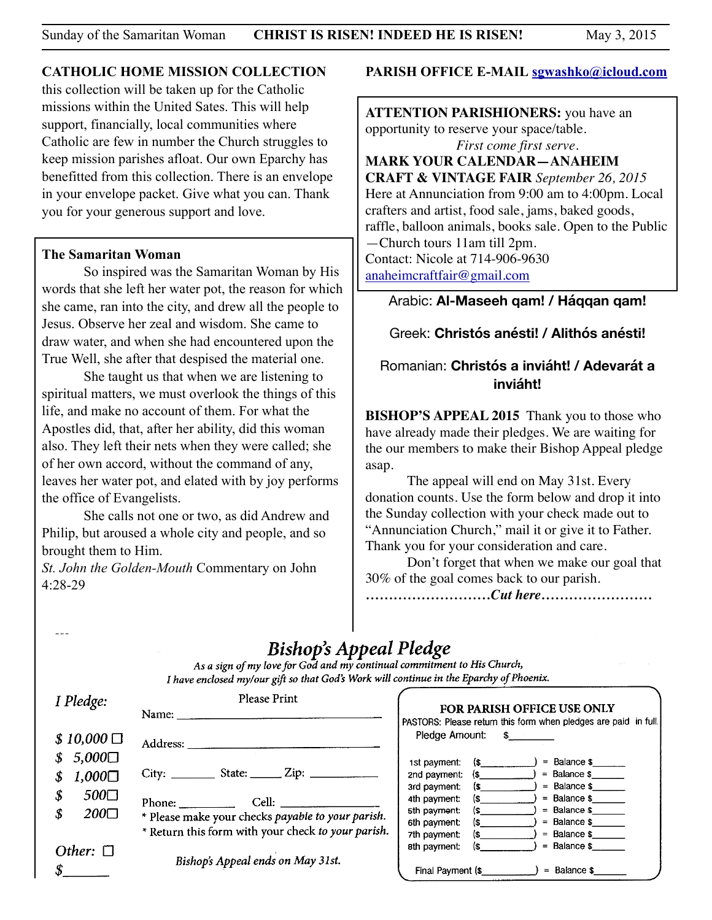## CATHOLIC HOME MISSION COLLECTION

this collection will be taken up for the Catholic missions within the United Sates. This will help support, financially, local communities where Catholic are few in number the Church struggles to keep mission parishes afloat. Our own Eparchy has benefitted from this collection. There is an envelope in your envelope packet. Give what you can. Thank you for your generous support and love.

### The Samaritan Woman

So inspired was the Samaritan Woman by His words that she left her water pot, the reason for which she came, ran into the city, and drew all the people to Jesus. Observe her zeal and wisdom. She came to draw water, and when she had encountered upon the True Well, she after that despised the material one.

She taught us that when we are listening to spiritual matters, we must overlook the things of this life, and make no account of them. For what the Apostles did, that, after her ability, did this woman also. They left their nets when they were called; she of her own accord, without the command of any, leaves her water pot, and elated with by joy performs the office of Evangelists.

She calls not one or two, as did Andrew and Philip, but aroused a whole city and people, and so brought them to Him.

*St. John the Golden-Mouth* Commentary on John 4:28-29

**PARISH OFFICE E-MAIL sgwashko@icloud.com**

**ATTENTION PARISHIONERS:** you have an opportunity to reserve your space/table.

*First come first serve.*

**MARK YOUR CALENDAR—ANAHEIM CRAFT & VINTAGE FAIR** *September 26, 2015* Here at Annunciation from 9:00 am to 4:00pm. Local crafters and artist, food sale, jams, baked goods, raffle, balloon animals, books sale. Open to the Public —Church tours 11am till 2pm.
Contact: Nicole at 714-906-9630
anaheimcraftfair@gmail.com

Arabic: **Al-Maseeh qam! / Háqqan qam!**

Greek: **Christós anésti! / Alithós anésti!**

Romanian: **Christós a inviáht! / Adevarát a inviáht!**

**BISHOP'S APPEAL 2015** Thank you to those who have already made their pledges. We are waiting for the our members to make their Bishop Appeal pledge asap.

The appeal will end on May 31st. Every donation counts. Use the form below and drop it into the Sunday collection with your check made out to "Annunciation Church," mail it or give it to Father. Thank you for your consideration and care.

Don't forget that when we make our goal that 30% of the goal comes back to our parish.

**………………………*Cut here*……………………**

---

## *Bishop's Appeal Pledge*

*As a sign of my love for God and my continual commitment to His Church, I have enclosed my/our gift so that God's Work will continue in the Eparchy of Phoenix.*

*I Pledge:*

- *$ 10,000* ☐
- *$ 5,000* ☐
- *$ 1,000* ☐
- *$ 500* ☐
- *$ 200* ☐
- *Other:* ☐ *$______*

Please Print

Name: ______________________________

Address: ______________________________

City: _______ State: _____ Zip: ___________

Phone: _________ Cell: ________________

\* Please make your checks *payable to your parish.*
\* Return this form with your check *to your parish.*

*Bishop's Appeal ends on May 31st.*

**FOR PARISH OFFICE USE ONLY**

PASTORS: Please return this form when pledges are paid in full.

Pledge Amount: $________

1st payment: ($__________) = Balance $______
2nd payment: ($__________) = Balance $______
3rd payment: ($__________) = Balance $______
4th payment: ($__________) = Balance $______
5th payment: ($__________) = Balance $______
6th payment: ($__________) = Balance $______
7th payment: ($__________) = Balance $______
8th payment: ($__________) = Balance $______

Final Payment ($__________) = Balance $______